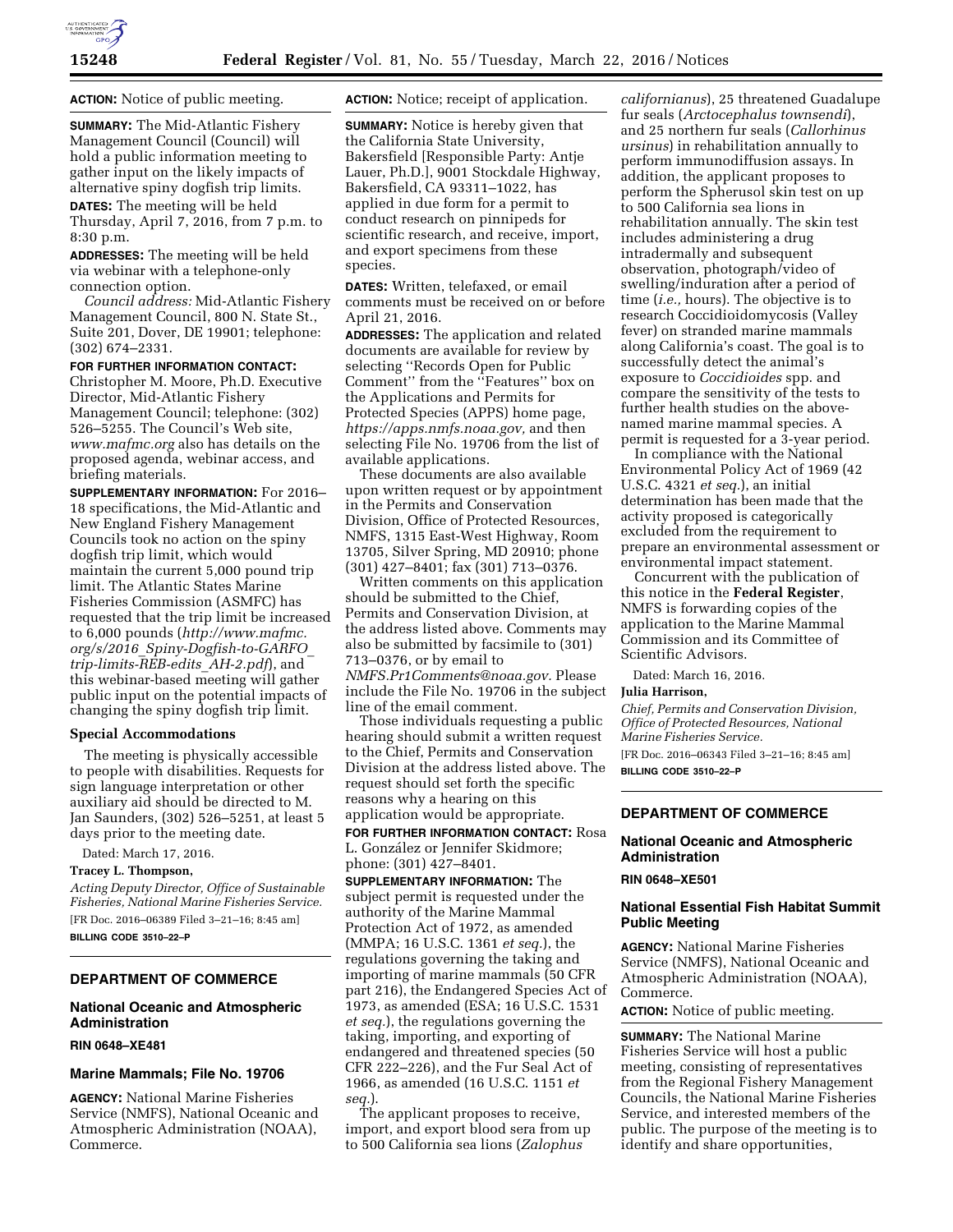**ACTION:** Notice of public meeting.

**SUMMARY:** The Mid-Atlantic Fishery Management Council (Council) will hold a public information meeting to gather input on the likely impacts of alternative spiny dogfish trip limits.

**DATES:** The meeting will be held Thursday, April 7, 2016, from 7 p.m. to 8:30 p.m.

**ADDRESSES:** The meeting will be held via webinar with a telephone-only connection option.

*Council address:* Mid-Atlantic Fishery Management Council, 800 N. State St., Suite 201, Dover, DE 19901; telephone: (302) 674–2331.

**FOR FURTHER INFORMATION CONTACT:** Christopher M. Moore, Ph.D. Executive Director, Mid-Atlantic Fishery Management Council; telephone: (302) 526–5255. The Council's Web site, *www.mafmc.org* also has details on the proposed agenda, webinar access, and briefing materials.

**SUPPLEMENTARY INFORMATION:** For 2016–18 specifications, the Mid-Atlantic and New England Fishery Management Councils took no action on the spiny dogfish trip limit, which would maintain the current 5,000 pound trip limit. The Atlantic States Marine Fisheries Commission (ASMFC) has requested that the trip limit be increased to 6,000 pounds (*http://www.mafmc.org/s/2016_Spiny-Dogfish-to-GARFO_trip-limits-REB-edits_AH-2.pdf*), and this webinar-based meeting will gather public input on the potential impacts of changing the spiny dogfish trip limit.

### Special Accommodations

The meeting is physically accessible to people with disabilities. Requests for sign language interpretation or other auxiliary aid should be directed to M. Jan Saunders, (302) 526–5251, at least 5 days prior to the meeting date.

Dated: March 17, 2016.

**Tracey L. Thompson,**

*Acting Deputy Director, Office of Sustainable Fisheries, National Marine Fisheries Service.*

[FR Doc. 2016–06389 Filed 3–21–16; 8:45 am]

**BILLING CODE 3510–22–P**

## DEPARTMENT OF COMMERCE

### National Oceanic and Atmospheric Administration

**RIN 0648–XE481**

### Marine Mammals; File No. 19706

**AGENCY:** National Marine Fisheries Service (NMFS), National Oceanic and Atmospheric Administration (NOAA), Commerce.

**ACTION:** Notice; receipt of application.

**SUMMARY:** Notice is hereby given that the California State University, Bakersfield [Responsible Party: Antje Lauer, Ph.D.], 9001 Stockdale Highway, Bakersfield, CA 93311–1022, has applied in due form for a permit to conduct research on pinnipeds for scientific research, and receive, import, and export specimens from these species.

**DATES:** Written, telefaxed, or email comments must be received on or before April 21, 2016.

**ADDRESSES:** The application and related documents are available for review by selecting ''Records Open for Public Comment'' from the ''Features'' box on the Applications and Permits for Protected Species (APPS) home page, *https://apps.nmfs.noaa.gov,* and then selecting File No. 19706 from the list of available applications.

These documents are also available upon written request or by appointment in the Permits and Conservation Division, Office of Protected Resources, NMFS, 1315 East-West Highway, Room 13705, Silver Spring, MD 20910; phone (301) 427–8401; fax (301) 713–0376.

Written comments on this application should be submitted to the Chief, Permits and Conservation Division, at the address listed above. Comments may also be submitted by facsimile to (301) 713–0376, or by email to *NMFS.Pr1Comments@noaa.gov.* Please include the File No. 19706 in the subject line of the email comment.

Those individuals requesting a public hearing should submit a written request to the Chief, Permits and Conservation Division at the address listed above. The request should set forth the specific reasons why a hearing on this application would be appropriate.

**FOR FURTHER INFORMATION CONTACT:** Rosa L. González or Jennifer Skidmore; phone: (301) 427–8401.

**SUPPLEMENTARY INFORMATION:** The subject permit is requested under the authority of the Marine Mammal Protection Act of 1972, as amended (MMPA; 16 U.S.C. 1361 *et seq.*), the regulations governing the taking and importing of marine mammals (50 CFR part 216), the Endangered Species Act of 1973, as amended (ESA; 16 U.S.C. 1531 *et seq.*), the regulations governing the taking, importing, and exporting of endangered and threatened species (50 CFR 222–226), and the Fur Seal Act of 1966, as amended (16 U.S.C. 1151 *et seq.*).

The applicant proposes to receive, import, and export blood sera from up to 500 California sea lions (*Zalophus californianus*), 25 threatened Guadalupe fur seals (*Arctocephalus townsendi*), and 25 northern fur seals (*Callorhinus ursinus*) in rehabilitation annually to perform immunodiffusion assays. In addition, the applicant proposes to perform the Spherusol skin test on up to 500 California sea lions in rehabilitation annually. The skin test includes administering a drug intradermally and subsequent observation, photograph/video of swelling/induration after a period of time (*i.e.,* hours). The objective is to research Coccidioidomycosis (Valley fever) on stranded marine mammals along California's coast. The goal is to successfully detect the animal's exposure to *Coccidioides* spp. and compare the sensitivity of the tests to further health studies on the above-named marine mammal species. A permit is requested for a 3-year period.

In compliance with the National Environmental Policy Act of 1969 (42 U.S.C. 4321 *et seq.*), an initial determination has been made that the activity proposed is categorically excluded from the requirement to prepare an environmental assessment or environmental impact statement.

Concurrent with the publication of this notice in the **Federal Register**, NMFS is forwarding copies of the application to the Marine Mammal Commission and its Committee of Scientific Advisors.

Dated: March 16, 2016.

**Julia Harrison,**

*Chief, Permits and Conservation Division, Office of Protected Resources, National Marine Fisheries Service.*

[FR Doc. 2016–06343 Filed 3–21–16; 8:45 am]

**BILLING CODE 3510–22–P**

## DEPARTMENT OF COMMERCE

### National Oceanic and Atmospheric Administration

**RIN 0648–XE501**

### National Essential Fish Habitat Summit Public Meeting

**AGENCY:** National Marine Fisheries Service (NMFS), National Oceanic and Atmospheric Administration (NOAA), Commerce.

**ACTION:** Notice of public meeting.

**SUMMARY:** The National Marine Fisheries Service will host a public meeting, consisting of representatives from the Regional Fishery Management Councils, the National Marine Fisheries Service, and interested members of the public. The purpose of the meeting is to identify and share opportunities,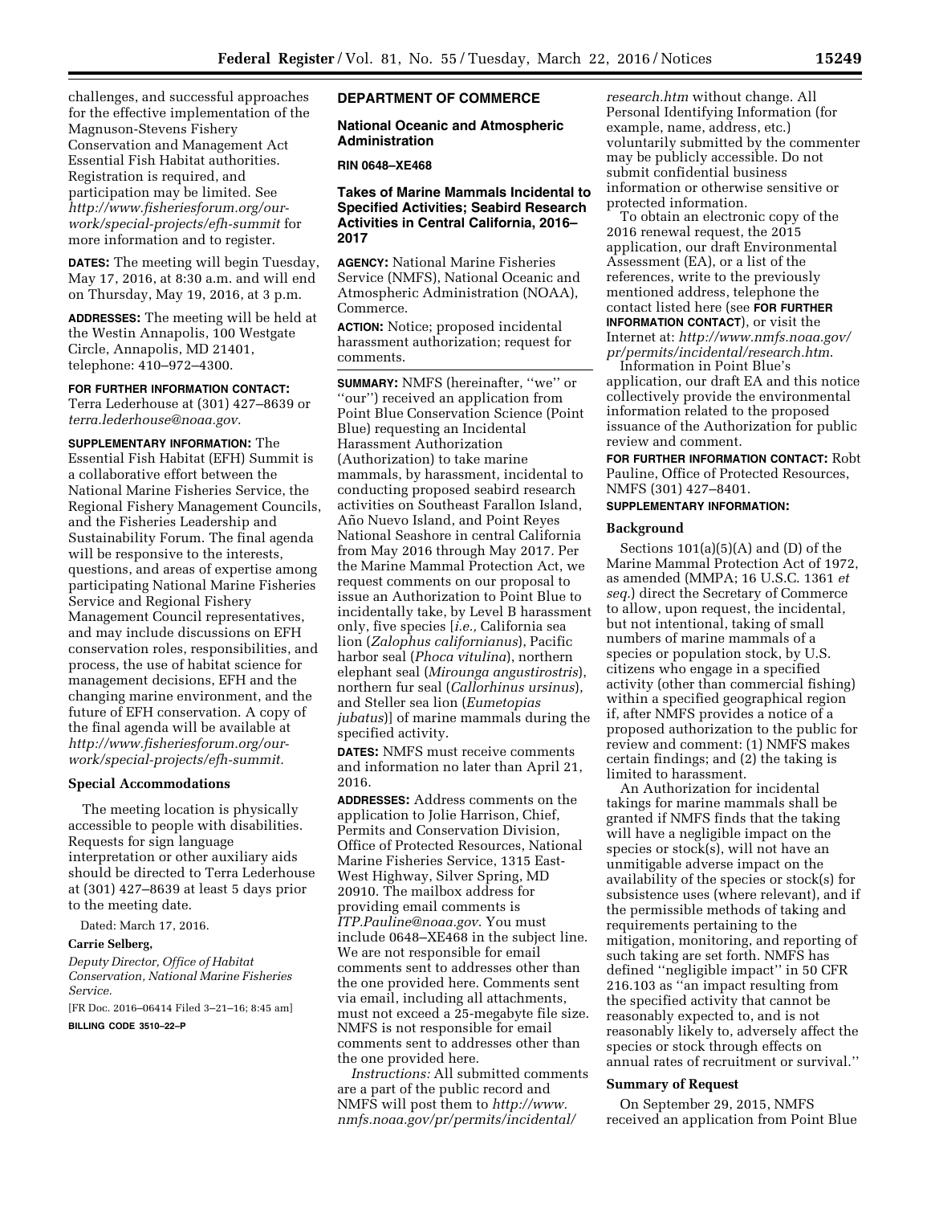challenges, and successful approaches for the effective implementation of the Magnuson-Stevens Fishery Conservation and Management Act Essential Fish Habitat authorities. Registration is required, and participation may be limited. See *http://www.fisheriesforum.org/our-work/special-projects/efh-summit* for more information and to register.

**DATES:** The meeting will begin Tuesday, May 17, 2016, at 8:30 a.m. and will end on Thursday, May 19, 2016, at 3 p.m.

**ADDRESSES:** The meeting will be held at the Westin Annapolis, 100 Westgate Circle, Annapolis, MD 21401, telephone: 410–972–4300.

**FOR FURTHER INFORMATION CONTACT:** Terra Lederhouse at (301) 427–8639 or *terra.lederhouse@noaa.gov.*

**SUPPLEMENTARY INFORMATION:** The Essential Fish Habitat (EFH) Summit is a collaborative effort between the National Marine Fisheries Service, the Regional Fishery Management Councils, and the Fisheries Leadership and Sustainability Forum. The final agenda will be responsive to the interests, questions, and areas of expertise among participating National Marine Fisheries Service and Regional Fishery Management Council representatives, and may include discussions on EFH conservation roles, responsibilities, and process, the use of habitat science for management decisions, EFH and the changing marine environment, and the future of EFH conservation. A copy of the final agenda will be available at *http://www.fisheriesforum.org/our-work/special-projects/efh-summit.*

## Special Accommodations

The meeting location is physically accessible to people with disabilities. Requests for sign language interpretation or other auxiliary aids should be directed to Terra Lederhouse at (301) 427–8639 at least 5 days prior to the meeting date.

Dated: March 17, 2016.

**Carrie Selberg,**

*Deputy Director, Office of Habitat Conservation, National Marine Fisheries Service.*

[FR Doc. 2016–06414 Filed 3–21–16; 8:45 am]

**BILLING CODE 3510–22–P**

## DEPARTMENT OF COMMERCE

### National Oceanic and Atmospheric Administration

**RIN 0648–XE468**

### Takes of Marine Mammals Incidental to Specified Activities; Seabird Research Activities in Central California, 2016–2017

**AGENCY:** National Marine Fisheries Service (NMFS), National Oceanic and Atmospheric Administration (NOAA), Commerce.

**ACTION:** Notice; proposed incidental harassment authorization; request for comments.

**SUMMARY:** NMFS (hereinafter, ''we'' or ''our'') received an application from Point Blue Conservation Science (Point Blue) requesting an Incidental Harassment Authorization (Authorization) to take marine mammals, by harassment, incidental to conducting proposed seabird research activities on Southeast Farallon Island, Año Nuevo Island, and Point Reyes National Seashore in central California from May 2016 through May 2017. Per the Marine Mammal Protection Act, we request comments on our proposal to issue an Authorization to Point Blue to incidentally take, by Level B harassment only, five species [*i.e.,* California sea lion (*Zalophus californianus*), Pacific harbor seal (*Phoca vitulina*), northern elephant seal (*Mirounga angustirostris*), northern fur seal (*Callorhinus ursinus*), and Steller sea lion (*Eumetopias jubatus*)] of marine mammals during the specified activity.

**DATES:** NMFS must receive comments and information no later than April 21, 2016.

**ADDRESSES:** Address comments on the application to Jolie Harrison, Chief, Permits and Conservation Division, Office of Protected Resources, National Marine Fisheries Service, 1315 East-West Highway, Silver Spring, MD 20910. The mailbox address for providing email comments is *ITP.Pauline@noaa.gov*. You must include 0648–XE468 in the subject line. We are not responsible for email comments sent to addresses other than the one provided here. Comments sent via email, including all attachments, must not exceed a 25-megabyte file size. NMFS is not responsible for email comments sent to addresses other than the one provided here.

*Instructions:* All submitted comments are a part of the public record and NMFS will post them to *http://www.nmfs.noaa.gov/pr/permits/incidental/research.htm* without change. All Personal Identifying Information (for example, name, address, etc.) voluntarily submitted by the commenter may be publicly accessible. Do not submit confidential business information or otherwise sensitive or protected information.

To obtain an electronic copy of the 2016 renewal request, the 2015 application, our draft Environmental Assessment (EA), or a list of the references, write to the previously mentioned address, telephone the contact listed here (see **FOR FURTHER INFORMATION CONTACT**), or visit the Internet at: *http://www.nmfs.noaa.gov/pr/permits/incidental/research.htm*.

Information in Point Blue's application, our draft EA and this notice collectively provide the environmental information related to the proposed issuance of the Authorization for public review and comment.

**FOR FURTHER INFORMATION CONTACT:** Robt Pauline, Office of Protected Resources, NMFS (301) 427–8401.

**SUPPLEMENTARY INFORMATION:**

## Background

Sections 101(a)(5)(A) and (D) of the Marine Mammal Protection Act of 1972, as amended (MMPA; 16 U.S.C. 1361 *et seq.*) direct the Secretary of Commerce to allow, upon request, the incidental, but not intentional, taking of small numbers of marine mammals of a species or population stock, by U.S. citizens who engage in a specified activity (other than commercial fishing) within a specified geographical region if, after NMFS provides a notice of a proposed authorization to the public for review and comment: (1) NMFS makes certain findings; and (2) the taking is limited to harassment.

An Authorization for incidental takings for marine mammals shall be granted if NMFS finds that the taking will have a negligible impact on the species or stock(s), will not have an unmitigable adverse impact on the availability of the species or stock(s) for subsistence uses (where relevant), and if the permissible methods of taking and requirements pertaining to the mitigation, monitoring, and reporting of such taking are set forth. NMFS has defined ''negligible impact'' in 50 CFR 216.103 as ''an impact resulting from the specified activity that cannot be reasonably expected to, and is not reasonably likely to, adversely affect the species or stock through effects on annual rates of recruitment or survival.''

## Summary of Request

On September 29, 2015, NMFS received an application from Point Blue